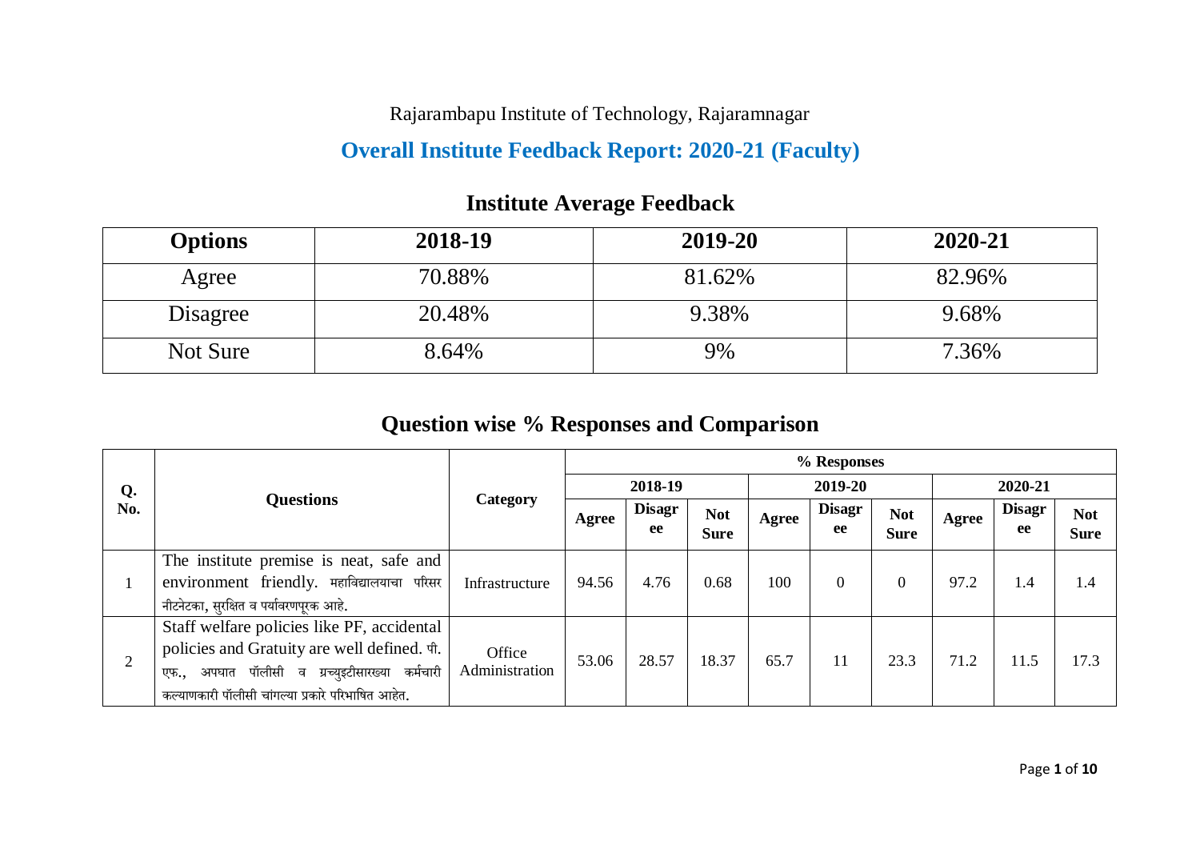Rajarambapu Institute of Technology, Rajaramnagar

# Overall Institute Feedback Report: 2020-21 (Faculty)

## Institute Average Feedback

| Options | 2018-19 | 2019-20 | 2020-21 |
|---|---|---|---|
| Agree | 70.88% | 81.62% | 82.96% |
| Disagree | 20.48% | 9.38% | 9.68% |
| Not Sure | 8.64% | 9% | 7.36% |

## Question wise % Responses and Comparison

| Q. No. | Questions | Category | % Responses | | | | | | | | |
|---|---|---|---|---|---|---|---|---|---|---|---|
| | | | 2018-19 | | | 2019-20 | | | 2020-21 | | |
| | | | Agree | Disagree | Not Sure | Agree | Disagree | Not Sure | Agree | Disagree | Not Sure |
| 1 | The institute premise is neat, safe and environment friendly. महाविद्यालयाचा परिसर नीटनेटका, सुरक्षित व पर्यावरणपूरक आहे. | Infrastructure | 94.56 | 4.76 | 0.68 | 100 | 0 | 0 | 97.2 | 1.4 | 1.4 |
| 2 | Staff welfare policies like PF, accidental policies and Gratuity are well defined. पी. एफ., अपघात पॉलीसी व ग्रच्युइटीसारख्या कर्मचारी कल्याणकारी पॉलीसी चांगल्या प्रकारे परिभाषित आहेत. | Office Administration | 53.06 | 28.57 | 18.37 | 65.7 | 11 | 23.3 | 71.2 | 11.5 | 17.3 |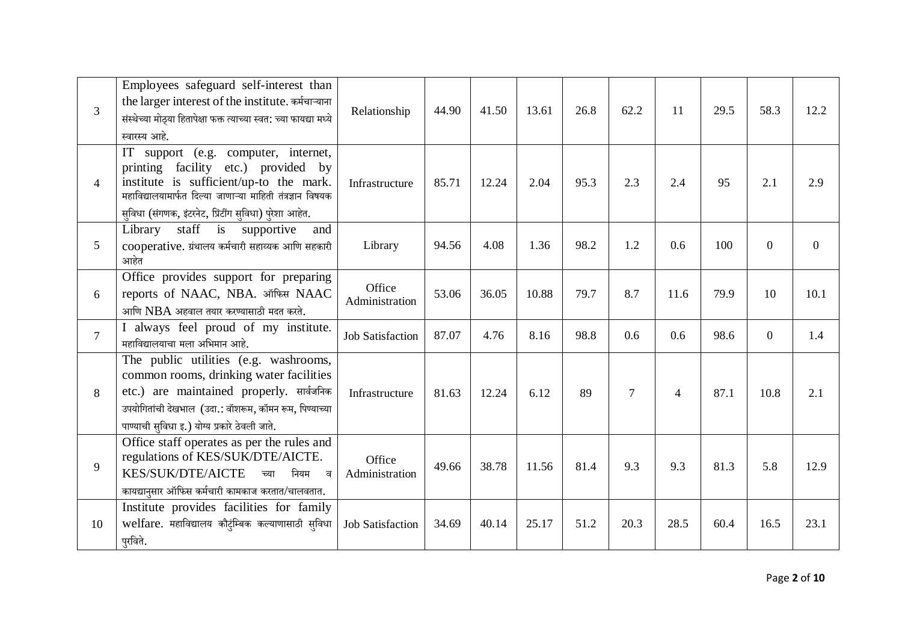| 3 | Employees safeguard self-interest than the larger interest of the institute. कर्मचाऱ्याना संस्थेच्या मोठ्या हितापेक्षा फक्त त्याच्या स्वत: च्या फायद्या मध्ये स्वारस्य आहे. | Relationship | 44.90 | 41.50 | 13.61 | 26.8 | 62.2 | 11 | 29.5 | 58.3 | 12.2 |
|---|---|---|---|---|---|---|---|---|---|---|---|
| 4 | IT support (e.g. computer, internet, printing facility etc.) provided by institute is sufficient/up-to the mark. महाविद्यालयामार्फत दिल्या जाणाऱ्या माहिती तंत्रज्ञान विषयक सुविधा (संगणक, इंटरनेट, प्रिंटींग सुविधा) पुरेशा आहेत. | Infrastructure | 85.71 | 12.24 | 2.04 | 95.3 | 2.3 | 2.4 | 95 | 2.1 | 2.9 |
| 5 | Library staff is supportive and cooperative. ग्रंथालय कर्मचारी सहाय्यक आणि सहकारी आहेत | Library | 94.56 | 4.08 | 1.36 | 98.2 | 1.2 | 0.6 | 100 | 0 | 0 |
| 6 | Office provides support for preparing reports of NAAC, NBA. ऑफिस NAAC आणि NBA अहवाल तयार करण्यासाठी मदत करते. | Office Administration | 53.06 | 36.05 | 10.88 | 79.7 | 8.7 | 11.6 | 79.9 | 10 | 10.1 |
| 7 | I always feel proud of my institute. महाविद्यालयाचा मला अभिमान आहे. | Job Satisfaction | 87.07 | 4.76 | 8.16 | 98.8 | 0.6 | 0.6 | 98.6 | 0 | 1.4 |
| 8 | The public utilities (e.g. washrooms, common rooms, drinking water facilities etc.) are maintained properly. सार्वजनिक उपयोगितांची देखभाल (उदा.: वॉशरूम, कॉमन रूम, पिण्याच्या पाण्याची सुविधा इ.) योग्य प्रकारे ठेवली जाते. | Infrastructure | 81.63 | 12.24 | 6.12 | 89 | 7 | 4 | 87.1 | 10.8 | 2.1 |
| 9 | Office staff operates as per the rules and regulations of KES/SUK/DTE/AICTE. KES/SUK/DTE/AICTE च्या नियम व कायद्यानुसार ऑफिस कर्मचारी कामकाज करतात/चालवतात. | Office Administration | 49.66 | 38.78 | 11.56 | 81.4 | 9.3 | 9.3 | 81.3 | 5.8 | 12.9 |
| 10 | Institute provides facilities for family welfare. महाविद्यालय कौटुंम्बिक कल्याणासाठी सुविधा पुरविते. | Job Satisfaction | 34.69 | 40.14 | 25.17 | 51.2 | 20.3 | 28.5 | 60.4 | 16.5 | 23.1 |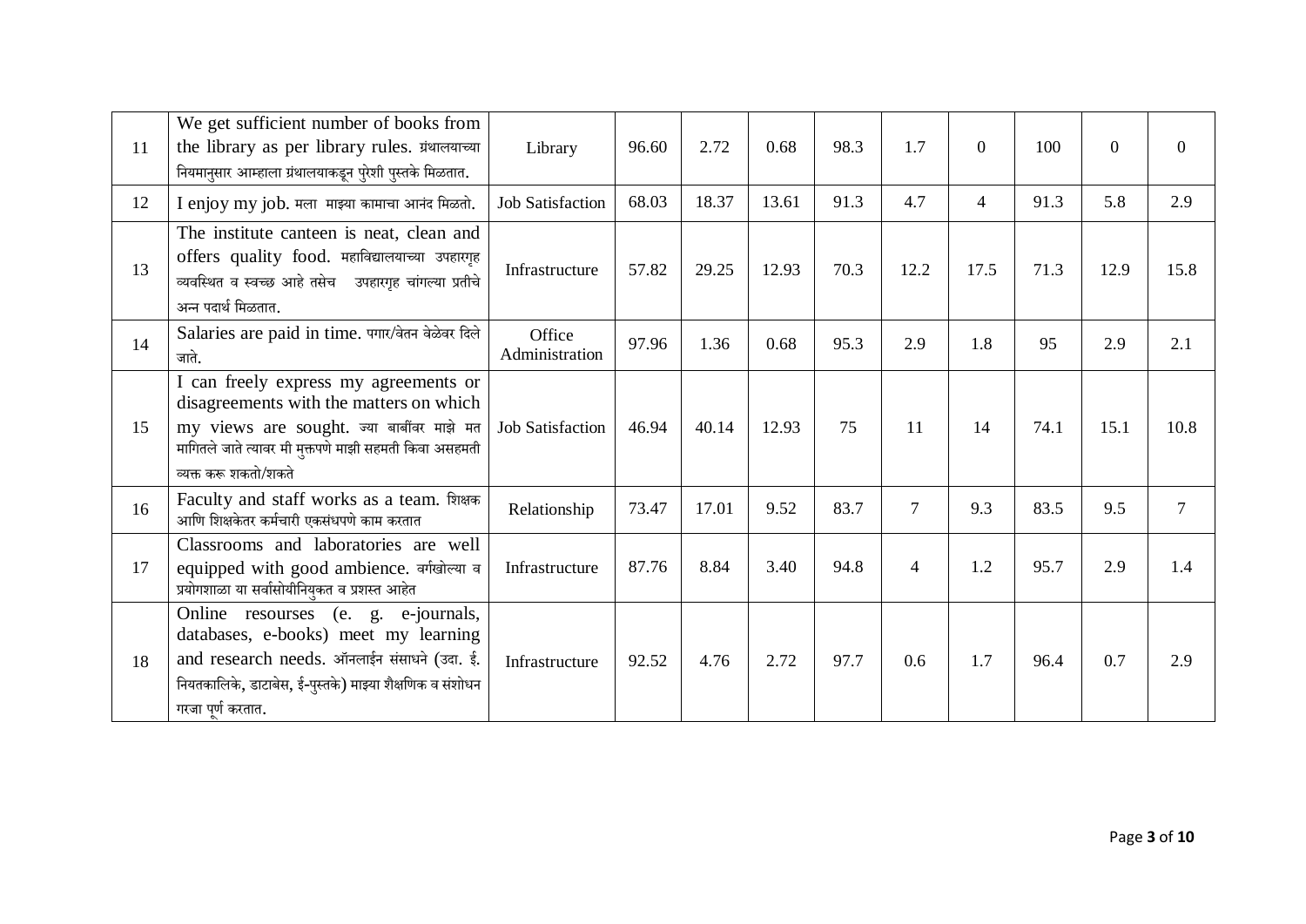| 11 | We get sufficient number of books from the library as per library rules. ग्रंथालयाच्या नियमानुसार आम्हाला ग्रंथालयाकडून पुरेशी पुस्तके मिळतात. | Library | 96.60 | 2.72 | 0.68 | 98.3 | 1.7 | 0 | 100 | 0 | 0 |
|---|---|---|---|---|---|---|---|---|---|---|---|
| 12 | I enjoy my job. मला माझ्या कामाचा आनंद मिळतो. | Job Satisfaction | 68.03 | 18.37 | 13.61 | 91.3 | 4.7 | 4 | 91.3 | 5.8 | 2.9 |
| 13 | The institute canteen is neat, clean and offers quality food. महाविद्यालयाच्या उपहारगृह व्यवस्थित व स्वच्छ आहे तसेच उपहारगृह चांगल्या प्रतीचे अन्न पदार्थ मिळतात. | Infrastructure | 57.82 | 29.25 | 12.93 | 70.3 | 12.2 | 17.5 | 71.3 | 12.9 | 15.8 |
| 14 | Salaries are paid in time. पगार/वेतन वेळेवर दिले जाते. | Office Administration | 97.96 | 1.36 | 0.68 | 95.3 | 2.9 | 1.8 | 95 | 2.9 | 2.1 |
| 15 | I can freely express my agreements or disagreements with the matters on which my views are sought. ज्या बाबींवर माझे मत मागितले जाते त्यावर मी मुक्तपणे माझी सहमती किंवा असहमती व्यक्त करू शकतो/शकते | Job Satisfaction | 46.94 | 40.14 | 12.93 | 75 | 11 | 14 | 74.1 | 15.1 | 10.8 |
| 16 | Faculty and staff works as a team. शिक्षक आणि शिक्षकेतर कर्मचारी एकसंधपणे काम करतात | Relationship | 73.47 | 17.01 | 9.52 | 83.7 | 7 | 9.3 | 83.5 | 9.5 | 7 |
| 17 | Classrooms and laboratories are well equipped with good ambience. वर्गखोल्या व प्रयोगशाळा या सर्वासोयीनियुक्त व प्रशस्त आहेत | Infrastructure | 87.76 | 8.84 | 3.40 | 94.8 | 4 | 1.2 | 95.7 | 2.9 | 1.4 |
| 18 | Online resourses (e. g. e-journals, databases, e-books) meet my learning and research needs. ऑनलाईन संसाधने (उदा. ई. नियतकालिके, डाटाबेस, ई-पुस्तके) माझ्या शैक्षणिक व संशोधन गरजा पूर्ण करतात. | Infrastructure | 92.52 | 4.76 | 2.72 | 97.7 | 0.6 | 1.7 | 96.4 | 0.7 | 2.9 |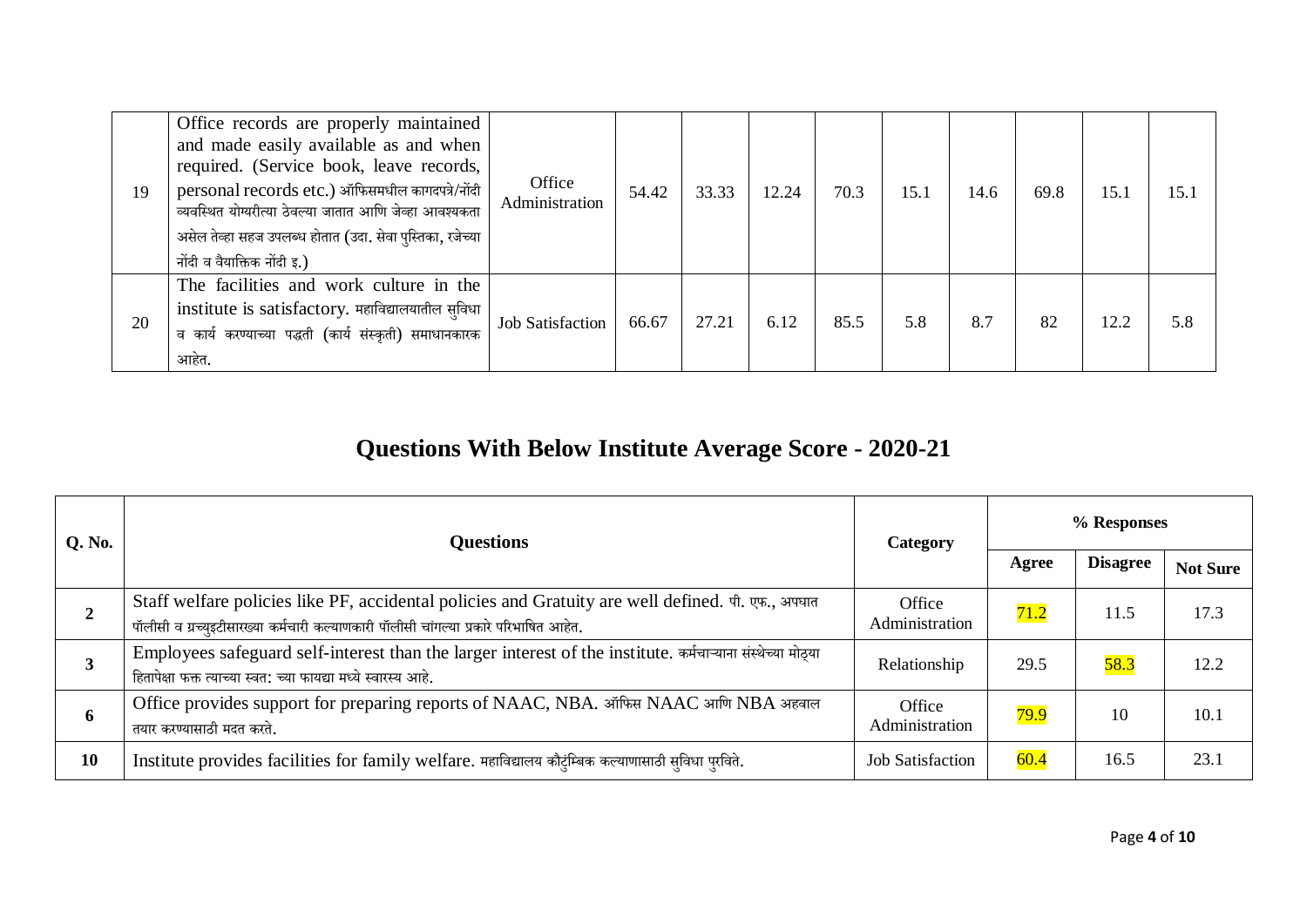| 19 | Office records are properly maintained and made easily available as and when required. (Service book, leave records, personal records etc.) ऑफिसमधील कागदपत्रे/नोंदी व्यवस्थित योग्यरीत्या ठेवल्या जातात आणि जेव्हा आवश्यकता असेल तेव्हा सहज उपलब्ध होतात (उदा. सेवा पुस्तिका, रजेच्या नोंदी व वैयक्तिक नोंदी इ.) | Office Administration | 54.42 | 33.33 | 12.24 | 70.3 | 15.1 | 14.6 | 69.8 | 15.1 | 15.1 |
|---|---|---|---|---|---|---|---|---|---|---|---|
| 20 | The facilities and work culture in the institute is satisfactory. महाविद्यालयातील सुविधा व कार्य करण्याच्या पद्धती (कार्य संस्कृती) समाधानकारक आहेत. | Job Satisfaction | 66.67 | 27.21 | 6.12 | 85.5 | 5.8 | 8.7 | 82 | 12.2 | 5.8 |

## Questions With Below Institute Average Score - 2020-21

| Q. No. | Questions | Category | % Responses | | |
|---|---|---|---|---|---|
| | | | Agree | Disagree | Not Sure |
| 2 | Staff welfare policies like PF, accidental policies and Gratuity are well defined. पी. एफ., अपघात पॉलीसी व ग्रच्युइटीसारख्या कर्मचारी कल्याणकारी पॉलीसी चांगल्या प्रकारे परिभाषित आहेत. | Office Administration | 71.2 | 11.5 | 17.3 |
| 3 | Employees safeguard self-interest than the larger interest of the institute. कर्मचाऱ्याना संस्थेच्या मोठ्या हितापेक्षा फक्त त्याच्या स्वत: च्या फायद्या मध्ये स्वारस्य आहे. | Relationship | 29.5 | 58.3 | 12.2 |
| 6 | Office provides support for preparing reports of NAAC, NBA. ऑफिस NAAC आणि NBA अहवाल तयार करण्यासाठी मदत करते. | Office Administration | 79.9 | 10 | 10.1 |
| 10 | Institute provides facilities for family welfare. महाविद्यालय कौटुंम्बिक कल्याणासाठी सुविधा पुरविते. | Job Satisfaction | 60.4 | 16.5 | 23.1 |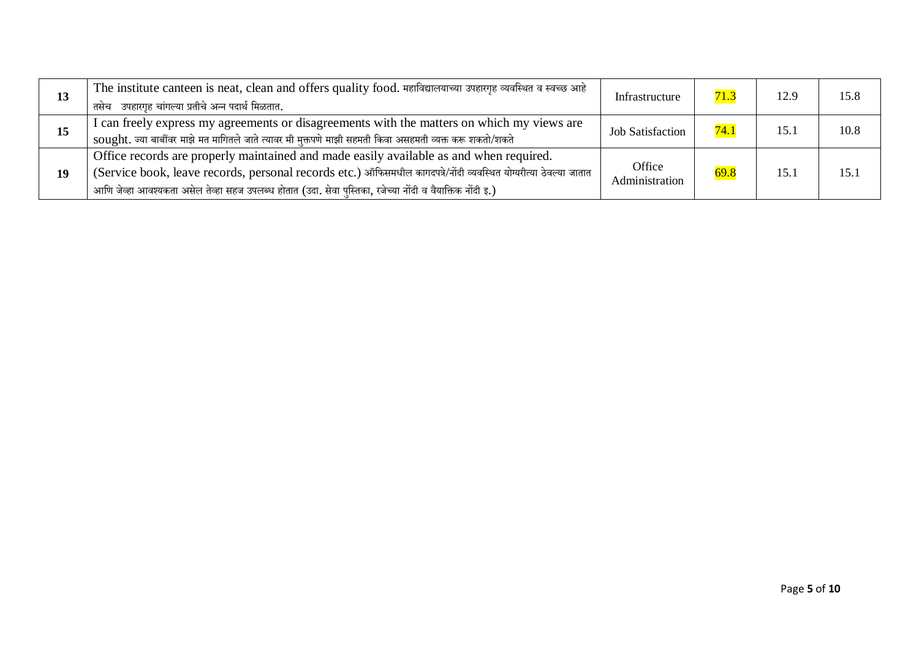| 13 | The institute canteen is neat, clean and offers quality food. महाविद्यालयाच्या उपहारगृह व्यवस्थित व स्वच्छ आहे तसेच उपहारगृह चांगल्या प्रतीचे अन्न पदार्थ मिळतात. | Infrastructure | 71.3 | 12.9 | 15.8 |
|---|---|---|---|---|---|
| 15 | I can freely express my agreements or disagreements with the matters on which my views are sought. ज्या बाबींवर माझे मत मागितले जाते त्यावर मी मुक्तपणे माझी सहमती किंवा असहमती व्यक्त करू शकतो/शकते | Job Satisfaction | 74.1 | 15.1 | 10.8 |
| 19 | Office records are properly maintained and made easily available as and when required. (Service book, leave records, personal records etc.) ऑफिसमधील कागदपत्रे/नोंदी व्यवस्थित योग्यरीत्या ठेवल्या जातात आणि जेव्हा आवश्यकता असेल तेव्हा सहज उपलब्ध होतात (उदा. सेवा पुस्तिका, रजेच्या नोंदी व वैयक्तिक नोंदी इ.) | Office Administration | 69.8 | 15.1 | 15.1 |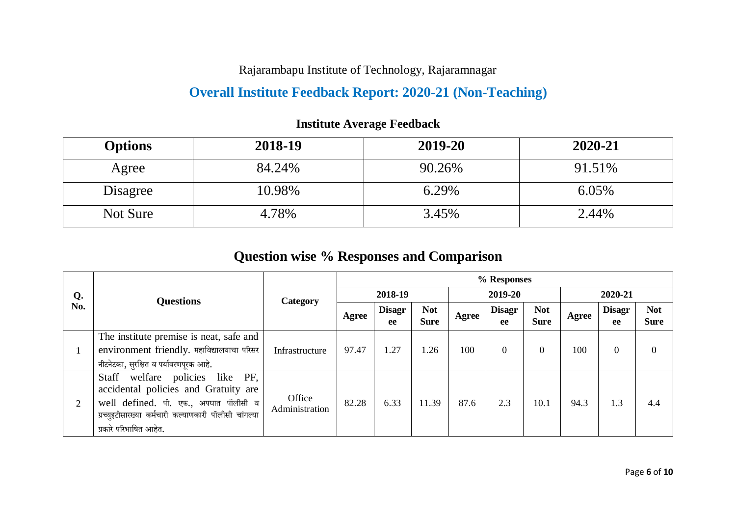Rajarambapu Institute of Technology, Rajaramnagar

# Overall Institute Feedback Report: 2020-21 (Non-Teaching)

## Institute Average Feedback

| Options | 2018-19 | 2019-20 | 2020-21 |
|---|---|---|---|
| Agree | 84.24% | 90.26% | 91.51% |
| Disagree | 10.98% | 6.29% | 6.05% |
| Not Sure | 4.78% | 3.45% | 2.44% |

## Question wise % Responses and Comparison

| Q. No. | Questions | Category | % Responses | | | | | | | | |
|---|---|---|---|---|---|---|---|---|---|---|---|
| | | | 2018-19 | | | 2019-20 | | | 2020-21 | | |
| | | | Agree | Disagree | Not Sure | Agree | Disagree | Not Sure | Agree | Disagree | Not Sure |
| 1 | The institute premise is neat, safe and environment friendly. महाविद्यालयाचा परिसर नीटनेटका, सुरक्षित व पर्यावरणपूरक आहे. | Infrastructure | 97.47 | 1.27 | 1.26 | 100 | 0 | 0 | 100 | 0 | 0 |
| 2 | Staff welfare policies like PF, accidental policies and Gratuity are well defined. पी. एफ., अपघात पॉलीसी व ग्रच्युइटीसारख्या कर्मचारी कल्याणकारी पॉलीसी चांगल्या प्रकारे परिभाषित आहेत. | Office Administration | 82.28 | 6.33 | 11.39 | 87.6 | 2.3 | 10.1 | 94.3 | 1.3 | 4.4 |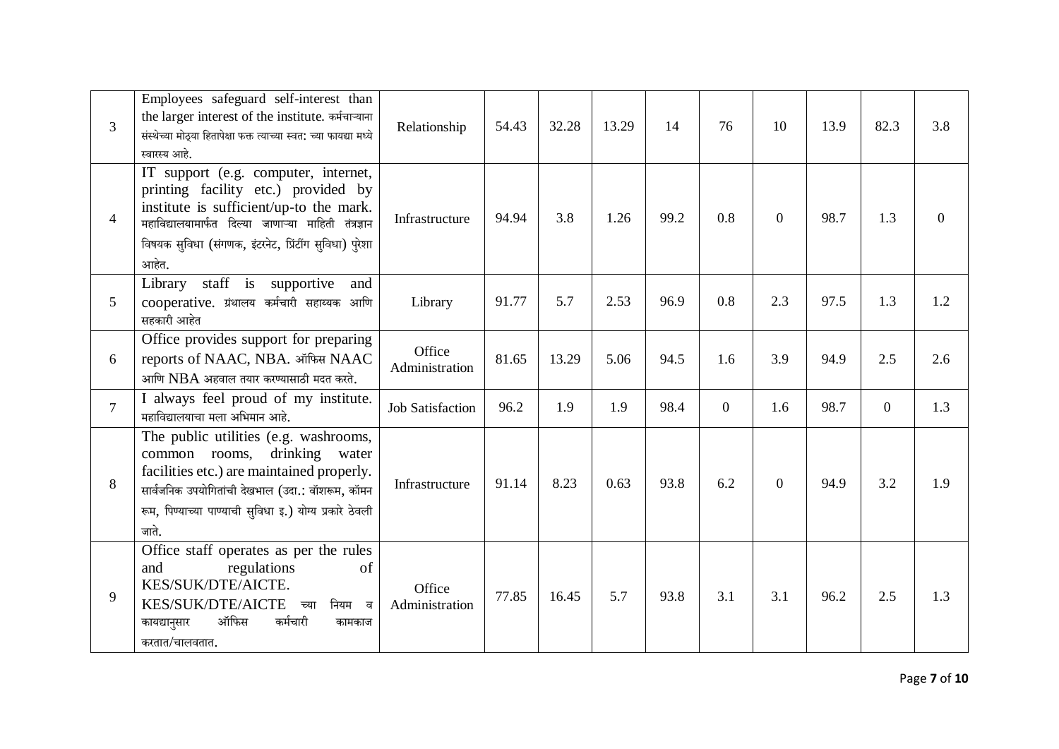| 3 | Employees safeguard self-interest than the larger interest of the institute. कर्मचाऱ्यांना संस्थेच्या मोठ्या हितापेक्षा फक्त त्यांच्या स्वत: च्या फायद्या मध्ये स्वारस्य आहे. | Relationship | 54.43 | 32.28 | 13.29 | 14 | 76 | 10 | 13.9 | 82.3 | 3.8 |
|---|---|---|---|---|---|---|---|---|---|---|---|
| 4 | IT support (e.g. computer, internet, printing facility etc.) provided by institute is sufficient/up-to the mark. महाविद्यालयामार्फत दिल्या जाणाऱ्या माहिती तंत्रज्ञान विषयक सुविधा (संगणक, इंटरनेट, प्रिंटींग सुविधा) पुरेशा आहेत. | Infrastructure | 94.94 | 3.8 | 1.26 | 99.2 | 0.8 | 0 | 98.7 | 1.3 | 0 |
| 5 | Library staff is supportive and cooperative. ग्रंथालय कर्मचारी सहाय्यक आणि सहकारी आहेत | Library | 91.77 | 5.7 | 2.53 | 96.9 | 0.8 | 2.3 | 97.5 | 1.3 | 1.2 |
| 6 | Office provides support for preparing reports of NAAC, NBA. ऑफिस NAAC आणि NBA अहवाल तयार करण्यासाठी मदत करते. | Office Administration | 81.65 | 13.29 | 5.06 | 94.5 | 1.6 | 3.9 | 94.9 | 2.5 | 2.6 |
| 7 | I always feel proud of my institute. महाविद्यालयाचा मला अभिमान आहे. | Job Satisfaction | 96.2 | 1.9 | 1.9 | 98.4 | 0 | 1.6 | 98.7 | 0 | 1.3 |
| 8 | The public utilities (e.g. washrooms, common rooms, drinking water facilities etc.) are maintained properly. सार्वजनिक उपयोगितांची देखभाल (उदा.: वॉशरूम, कॉमन रूम, पिण्याच्या पाण्याची सुविधा इ.) योग्य प्रकारे ठेवली जाते. | Infrastructure | 91.14 | 8.23 | 0.63 | 93.8 | 6.2 | 0 | 94.9 | 3.2 | 1.9 |
| 9 | Office staff operates as per the rules and regulations of KES/SUK/DTE/AICTE. KES/SUK/DTE/AICTE च्या नियम व कायद्यानुसार ऑफिस कर्मचारी कामकाज करतात/चालवतात. | Office Administration | 77.85 | 16.45 | 5.7 | 93.8 | 3.1 | 3.1 | 96.2 | 2.5 | 1.3 |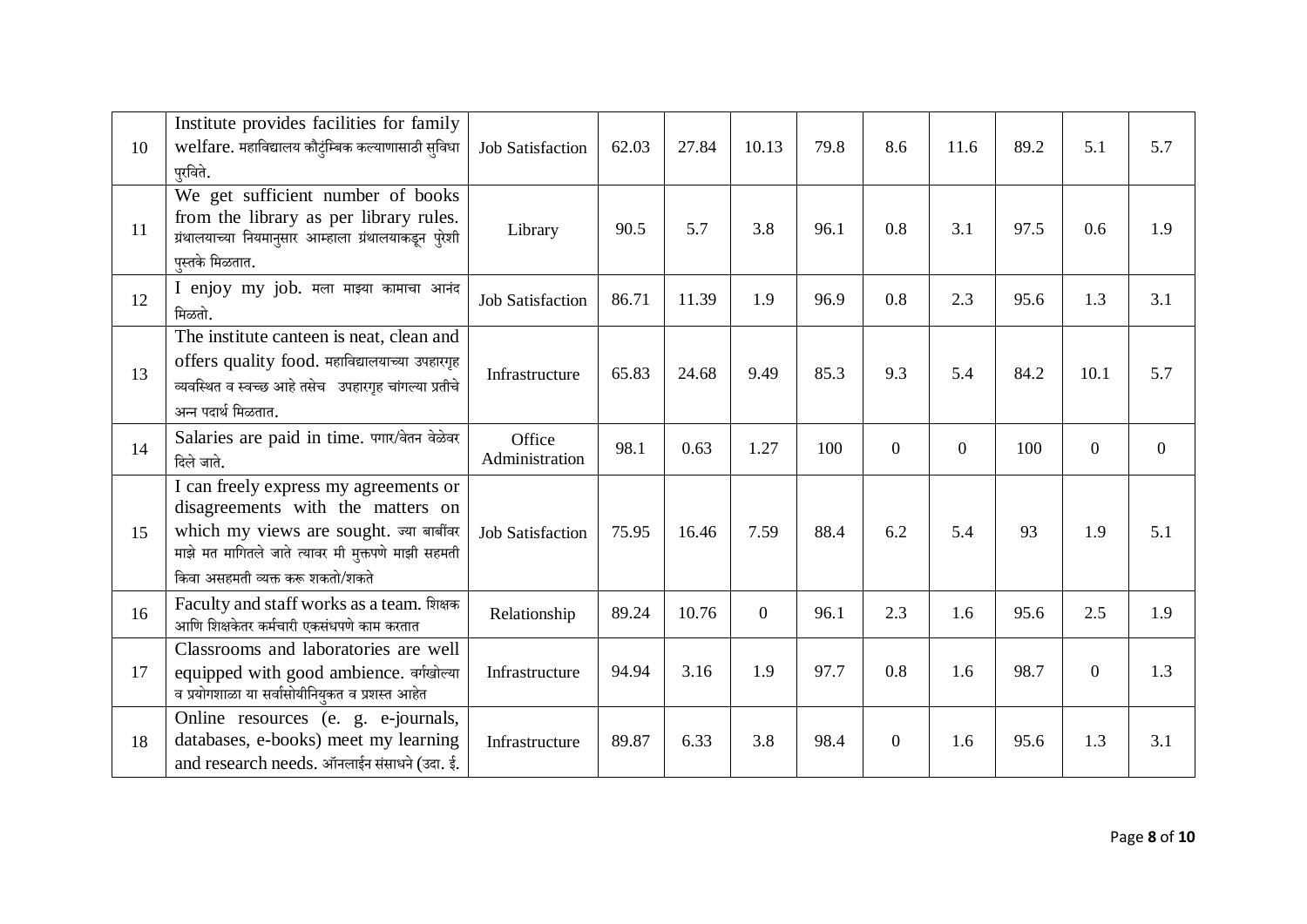| 10 | Institute provides facilities for family welfare. महाविद्यालय कौटुंम्बिक कल्याणासाठी सुविधा पुरविते. | Job Satisfaction | 62.03 | 27.84 | 10.13 | 79.8 | 8.6 | 11.6 | 89.2 | 5.1 | 5.7 |
|---|---|---|---|---|---|---|---|---|---|---|---|
| 11 | We get sufficient number of books from the library as per library rules. ग्रंथालयाच्या नियमानुसार आम्हाला ग्रंथालयाकडून पुरेशी पुस्तके मिळतात. | Library | 90.5 | 5.7 | 3.8 | 96.1 | 0.8 | 3.1 | 97.5 | 0.6 | 1.9 |
| 12 | I enjoy my job. मला माझ्या कामाचा आनंद मिळतो. | Job Satisfaction | 86.71 | 11.39 | 1.9 | 96.9 | 0.8 | 2.3 | 95.6 | 1.3 | 3.1 |
| 13 | The institute canteen is neat, clean and offers quality food. महाविद्यालयाच्या उपहारगृह व्यवस्थित व स्वच्छ आहे तसेच उपहारगृह चांगल्या प्रतीचे अन्न पदार्थ मिळतात. | Infrastructure | 65.83 | 24.68 | 9.49 | 85.3 | 9.3 | 5.4 | 84.2 | 10.1 | 5.7 |
| 14 | Salaries are paid in time. पगार/वेतन वेळेवर दिले जाते. | Office Administration | 98.1 | 0.63 | 1.27 | 100 | 0 | 0 | 100 | 0 | 0 |
| 15 | I can freely express my agreements or disagreements with the matters on which my views are sought. ज्या बाबींवर माझे मत मागितले जाते त्यावर मी मुक्तपणे माझी सहमती किंवा असहमती व्यक्त करू शकतो/शकते | Job Satisfaction | 75.95 | 16.46 | 7.59 | 88.4 | 6.2 | 5.4 | 93 | 1.9 | 5.1 |
| 16 | Faculty and staff works as a team. शिक्षक आणि शिक्षकेतर कर्मचारी एकसंधपणे काम करतात | Relationship | 89.24 | 10.76 | 0 | 96.1 | 2.3 | 1.6 | 95.6 | 2.5 | 1.9 |
| 17 | Classrooms and laboratories are well equipped with good ambience. वर्गखोल्या व प्रयोगशाळा या सर्वासोयीनियुकत व प्रशस्त आहेत | Infrastructure | 94.94 | 3.16 | 1.9 | 97.7 | 0.8 | 1.6 | 98.7 | 0 | 1.3 |
| 18 | Online resources (e. g. e-journals, databases, e-books) meet my learning and research needs. ऑनलाईन संसाधने (उदा. ई. | Infrastructure | 89.87 | 6.33 | 3.8 | 98.4 | 0 | 1.6 | 95.6 | 1.3 | 3.1 |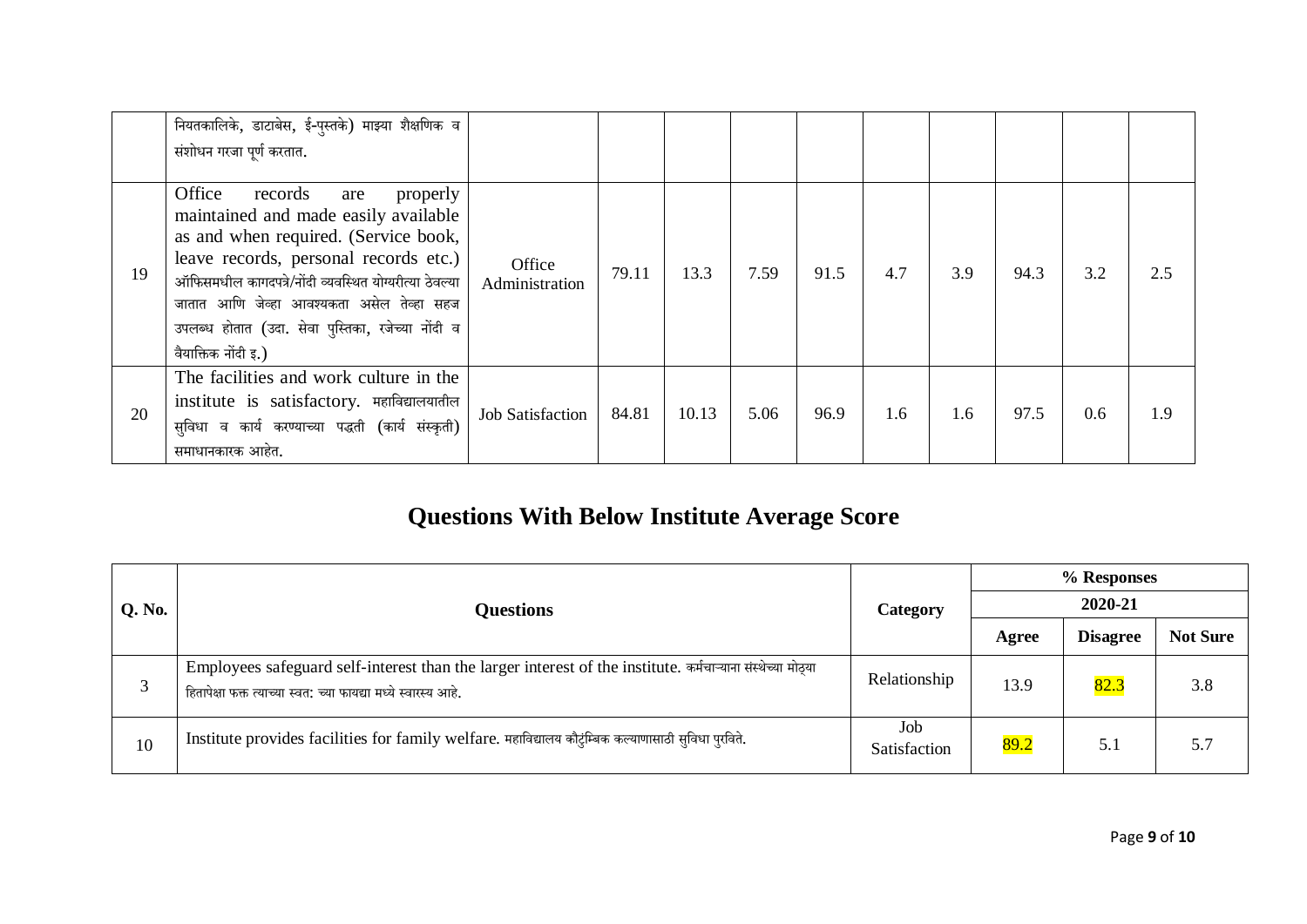| | | | | | | | | | | | |
|---|---|---|---|---|---|---|---|---|---|---|---|
| | नियतकालिके, डाटाबेस, ई-पुस्तके) माझ्या शैक्षणिक व संशोधन गरजा पूर्ण करतात. | | | | | | | | | | |
| 19 | Office records are properly maintained and made easily available as and when required. (Service book, leave records, personal records etc.) ऑफिसमधील कागदपत्रे/नोंदी व्यवस्थित योग्यरीत्या ठेवल्या जातात आणि जेव्हा आवश्यकता असेल तेव्हा सहज उपलब्ध होतात (उदा. सेवा पुस्तिका, रजेच्या नोंदी व वैयक्तिक नोंदी इ.) | Office Administration | 79.11 | 13.3 | 7.59 | 91.5 | 4.7 | 3.9 | 94.3 | 3.2 | 2.5 |
| 20 | The facilities and work culture in the institute is satisfactory. महाविद्यालयातील सुविधा व कार्य करण्याच्या पद्धती (कार्य संस्कृती) समाधानकारक आहेत. | Job Satisfaction | 84.81 | 10.13 | 5.06 | 96.9 | 1.6 | 1.6 | 97.5 | 0.6 | 1.9 |

## Questions With Below Institute Average Score

| Q. No. | Questions | Category | % Responses | | |
|---|---|---|---|---|---|
| | | | 2020-21 | | |
| | | | Agree | Disagree | Not Sure |
| 3 | Employees safeguard self-interest than the larger interest of the institute. कर्मचाऱ्याना संस्थेच्या मोठ्या हितापेक्षा फक्त त्याच्या स्वत: च्या फायद्या मध्ये स्वारस्य आहे. | Relationship | 13.9 | 82.3 | 3.8 |
| 10 | Institute provides facilities for family welfare. महाविद्यालय कौटुंबिक कल्याणासाठी सुविधा पुरविते. | Job Satisfaction | 89.2 | 5.1 | 5.7 |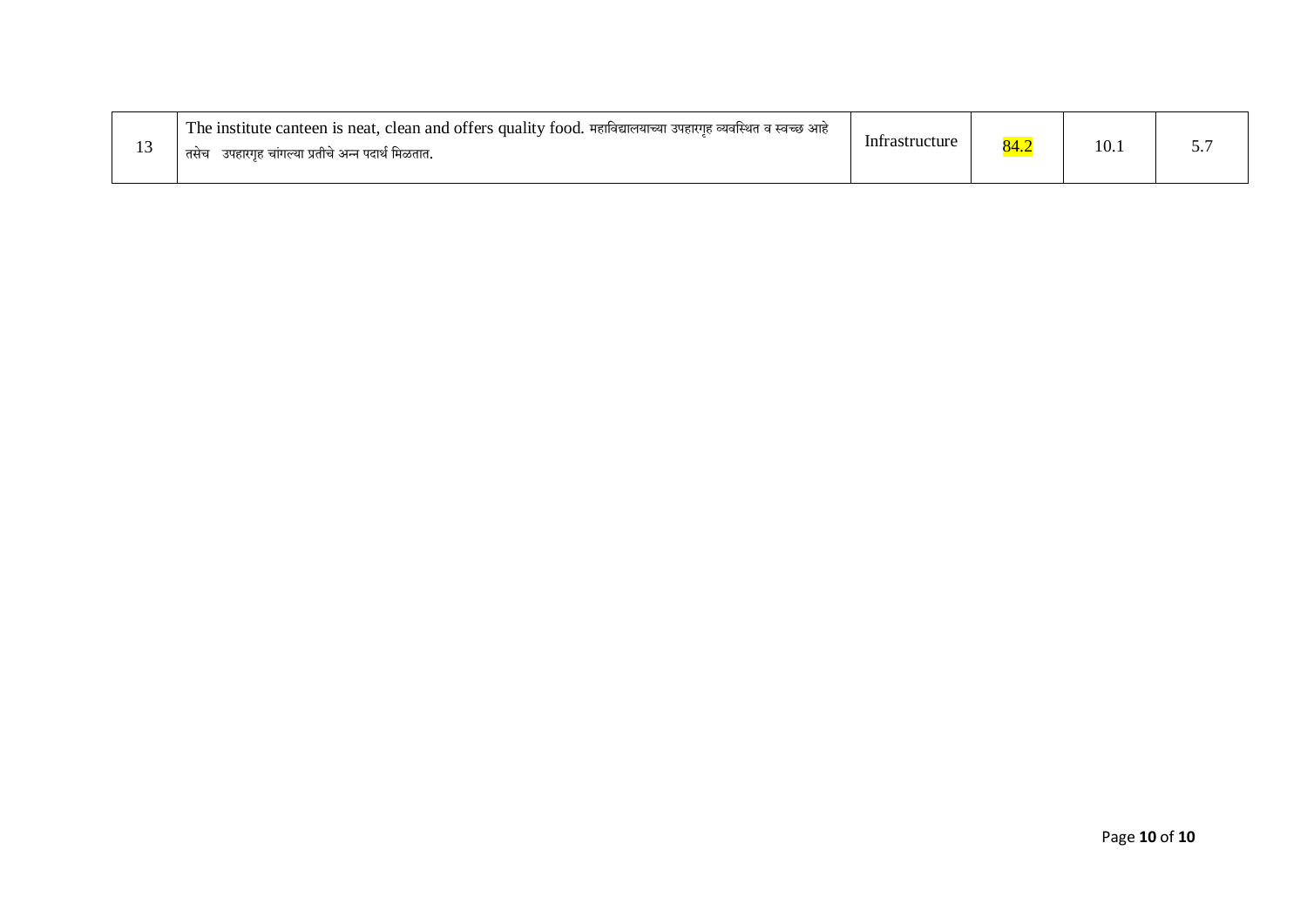| | | | | | |
|---|---|---|---|---|---|
| 13 | The institute canteen is neat, clean and offers quality food. महाविद्यालयाच्या उपहारगृह व्यवस्थित व स्वच्छ आहे तसेच उपहारगृह चांगल्या प्रतीचे अन्न पदार्थ मिळतात. | Infrastructure | 84.2 | 10.1 | 5.7 |